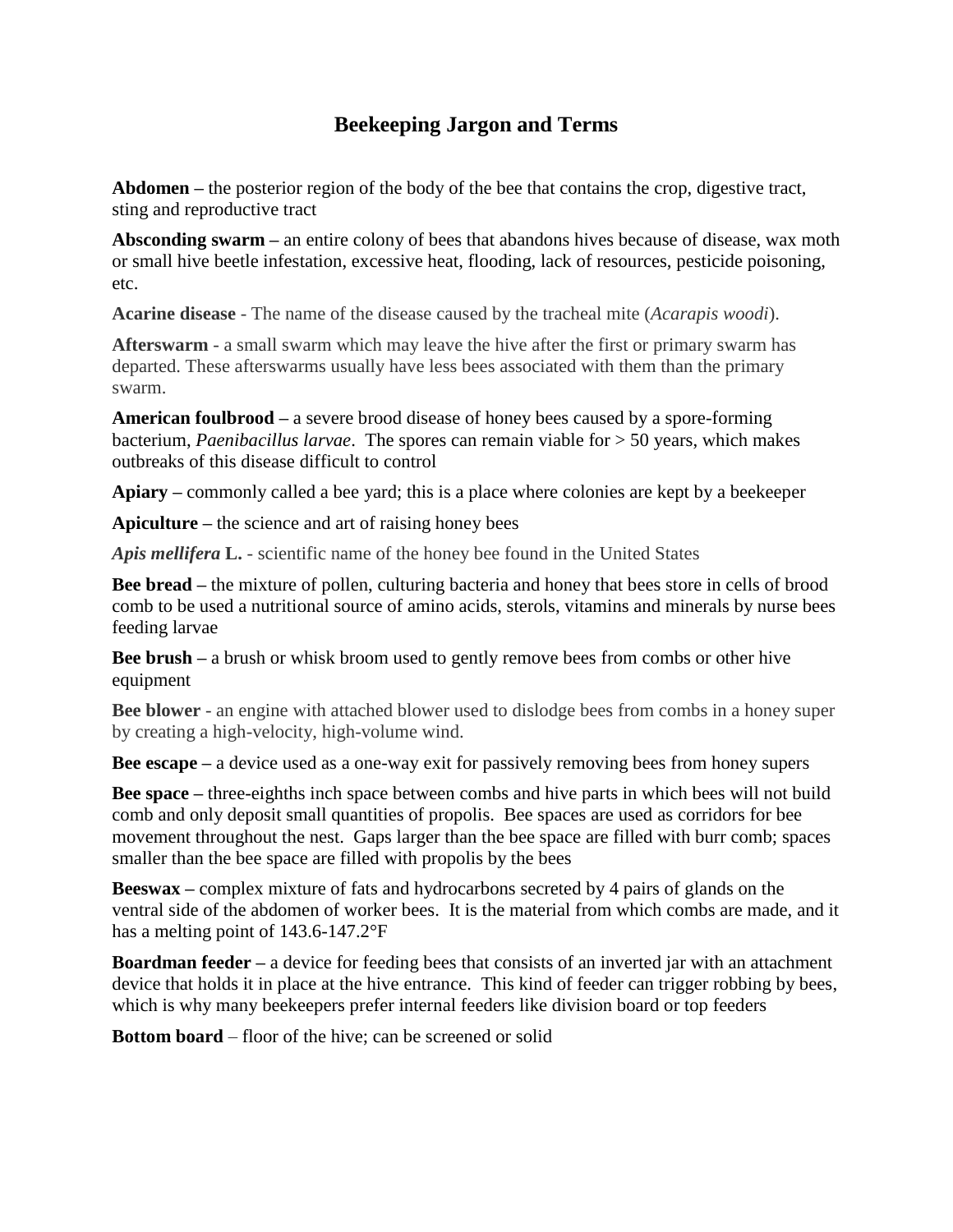# Beekeeping Jargon and Terms

**Abdomen –** the posterior region of the body of the bee that contains the crop, digestive tract, sting and reproductive tract

**Absconding swarm –** an entire colony of bees that abandons hives because of disease, wax moth or small hive beetle infestation, excessive heat, flooding, lack of resources, pesticide poisoning, etc.

**Acarine disease** - The name of the disease caused by the tracheal mite (*Acarapis woodi*).

**Afterswarm** - a small swarm which may leave the hive after the first or primary swarm has departed. These afterswarms usually have less bees associated with them than the primary swarm.

**American foulbrood –** a severe brood disease of honey bees caused by a spore-forming bacterium, *Paenibacillus larvae*. The spores can remain viable for > 50 years, which makes outbreaks of this disease difficult to control

**Apiary –** commonly called a bee yard; this is a place where colonies are kept by a beekeeper

**Apiculture –** the science and art of raising honey bees

***Apis mellifera* L.** - scientific name of the honey bee found in the United States

**Bee bread –** the mixture of pollen, culturing bacteria and honey that bees store in cells of brood comb to be used a nutritional source of amino acids, sterols, vitamins and minerals by nurse bees feeding larvae

**Bee brush –** a brush or whisk broom used to gently remove bees from combs or other hive equipment

**Bee blower** - an engine with attached blower used to dislodge bees from combs in a honey super by creating a high-velocity, high-volume wind.

**Bee escape –** a device used as a one-way exit for passively removing bees from honey supers

**Bee space –** three-eighths inch space between combs and hive parts in which bees will not build comb and only deposit small quantities of propolis. Bee spaces are used as corridors for bee movement throughout the nest. Gaps larger than the bee space are filled with burr comb; spaces smaller than the bee space are filled with propolis by the bees

**Beeswax –** complex mixture of fats and hydrocarbons secreted by 4 pairs of glands on the ventral side of the abdomen of worker bees. It is the material from which combs are made, and it has a melting point of 143.6-147.2°F

**Boardman feeder –** a device for feeding bees that consists of an inverted jar with an attachment device that holds it in place at the hive entrance. This kind of feeder can trigger robbing by bees, which is why many beekeepers prefer internal feeders like division board or top feeders

**Bottom board** – floor of the hive; can be screened or solid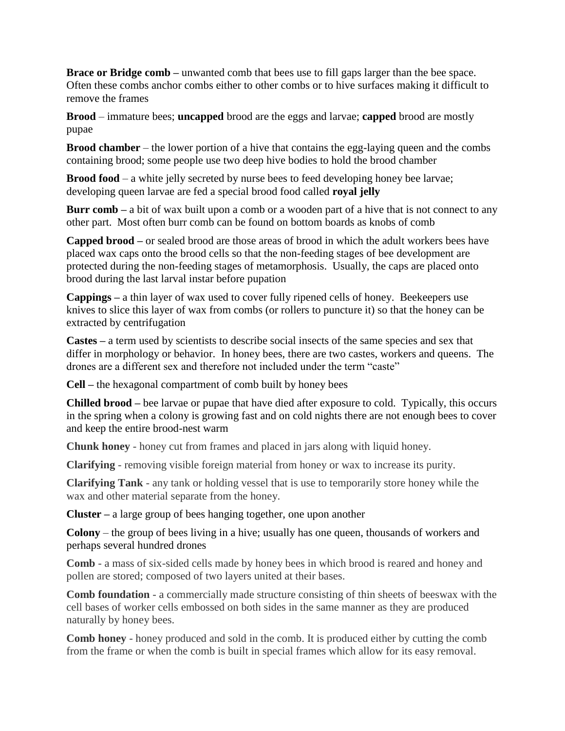**Brace or Bridge comb –** unwanted comb that bees use to fill gaps larger than the bee space. Often these combs anchor combs either to other combs or to hive surfaces making it difficult to remove the frames

**Brood** – immature bees; **uncapped** brood are the eggs and larvae; **capped** brood are mostly pupae

**Brood chamber** – the lower portion of a hive that contains the egg-laying queen and the combs containing brood; some people use two deep hive bodies to hold the brood chamber

**Brood food** – a white jelly secreted by nurse bees to feed developing honey bee larvae; developing queen larvae are fed a special brood food called **royal jelly**

**Burr comb –** a bit of wax built upon a comb or a wooden part of a hive that is not connect to any other part. Most often burr comb can be found on bottom boards as knobs of comb

**Capped brood –** or sealed brood are those areas of brood in which the adult workers bees have placed wax caps onto the brood cells so that the non-feeding stages of bee development are protected during the non-feeding stages of metamorphosis. Usually, the caps are placed onto brood during the last larval instar before pupation

**Cappings –** a thin layer of wax used to cover fully ripened cells of honey. Beekeepers use knives to slice this layer of wax from combs (or rollers to puncture it) so that the honey can be extracted by centrifugation

**Castes –** a term used by scientists to describe social insects of the same species and sex that differ in morphology or behavior. In honey bees, there are two castes, workers and queens. The drones are a different sex and therefore not included under the term "caste"

**Cell –** the hexagonal compartment of comb built by honey bees

**Chilled brood –** bee larvae or pupae that have died after exposure to cold. Typically, this occurs in the spring when a colony is growing fast and on cold nights there are not enough bees to cover and keep the entire brood-nest warm

**Chunk honey** - honey cut from frames and placed in jars along with liquid honey.

**Clarifying** - removing visible foreign material from honey or wax to increase its purity.

**Clarifying Tank** - any tank or holding vessel that is use to temporarily store honey while the wax and other material separate from the honey.

**Cluster –** a large group of bees hanging together, one upon another

**Colony** – the group of bees living in a hive; usually has one queen, thousands of workers and perhaps several hundred drones

**Comb** - a mass of six-sided cells made by honey bees in which brood is reared and honey and pollen are stored; composed of two layers united at their bases.

**Comb foundation** - a commercially made structure consisting of thin sheets of beeswax with the cell bases of worker cells embossed on both sides in the same manner as they are produced naturally by honey bees.

**Comb honey** - honey produced and sold in the comb. It is produced either by cutting the comb from the frame or when the comb is built in special frames which allow for its easy removal.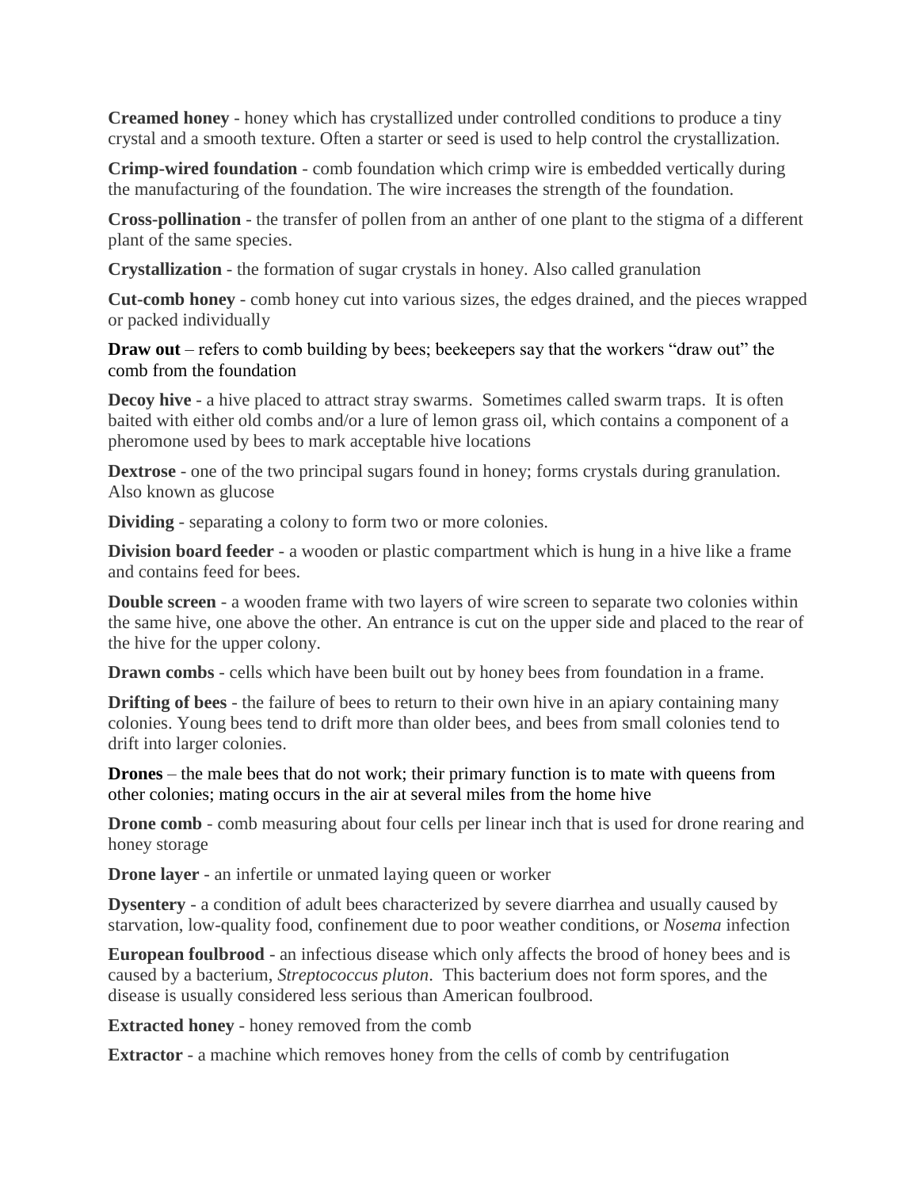**Creamed honey** - honey which has crystallized under controlled conditions to produce a tiny crystal and a smooth texture. Often a starter or seed is used to help control the crystallization.

**Crimp-wired foundation** - comb foundation which crimp wire is embedded vertically during the manufacturing of the foundation. The wire increases the strength of the foundation.

**Cross-pollination** - the transfer of pollen from an anther of one plant to the stigma of a different plant of the same species.

**Crystallization** - the formation of sugar crystals in honey. Also called granulation

**Cut-comb honey** - comb honey cut into various sizes, the edges drained, and the pieces wrapped or packed individually

**Draw out** – refers to comb building by bees; beekeepers say that the workers "draw out" the comb from the foundation

**Decoy hive** - a hive placed to attract stray swarms. Sometimes called swarm traps. It is often baited with either old combs and/or a lure of lemon grass oil, which contains a component of a pheromone used by bees to mark acceptable hive locations

**Dextrose** - one of the two principal sugars found in honey; forms crystals during granulation. Also known as glucose

**Dividing** - separating a colony to form two or more colonies.

**Division board feeder** - a wooden or plastic compartment which is hung in a hive like a frame and contains feed for bees.

**Double screen** - a wooden frame with two layers of wire screen to separate two colonies within the same hive, one above the other. An entrance is cut on the upper side and placed to the rear of the hive for the upper colony.

**Drawn combs** - cells which have been built out by honey bees from foundation in a frame.

**Drifting of bees** - the failure of bees to return to their own hive in an apiary containing many colonies. Young bees tend to drift more than older bees, and bees from small colonies tend to drift into larger colonies.

**Drones** – the male bees that do not work; their primary function is to mate with queens from other colonies; mating occurs in the air at several miles from the home hive

**Drone comb** - comb measuring about four cells per linear inch that is used for drone rearing and honey storage

**Drone layer** - an infertile or unmated laying queen or worker

**Dysentery** - a condition of adult bees characterized by severe diarrhea and usually caused by starvation, low-quality food, confinement due to poor weather conditions, or *Nosema* infection

**European foulbrood** - an infectious disease which only affects the brood of honey bees and is caused by a bacterium, *Streptococcus pluton*. This bacterium does not form spores, and the disease is usually considered less serious than American foulbrood.

**Extracted honey** - honey removed from the comb

**Extractor** - a machine which removes honey from the cells of comb by centrifugation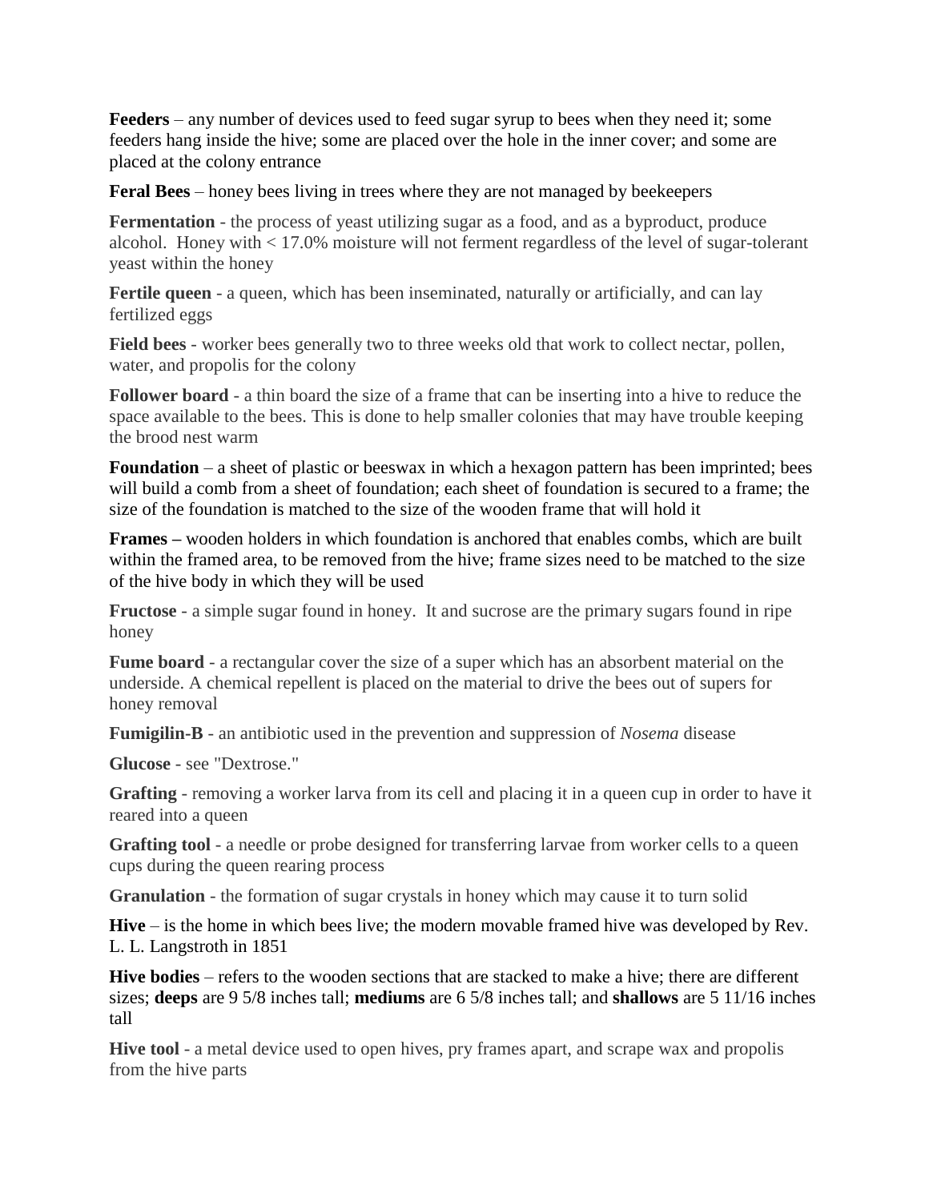**Feeders** – any number of devices used to feed sugar syrup to bees when they need it; some feeders hang inside the hive; some are placed over the hole in the inner cover; and some are placed at the colony entrance

**Feral Bees** – honey bees living in trees where they are not managed by beekeepers

**Fermentation** - the process of yeast utilizing sugar as a food, and as a byproduct, produce alcohol. Honey with < 17.0% moisture will not ferment regardless of the level of sugar-tolerant yeast within the honey

**Fertile queen** - a queen, which has been inseminated, naturally or artificially, and can lay fertilized eggs

**Field bees** - worker bees generally two to three weeks old that work to collect nectar, pollen, water, and propolis for the colony

**Follower board** - a thin board the size of a frame that can be inserting into a hive to reduce the space available to the bees. This is done to help smaller colonies that may have trouble keeping the brood nest warm

**Foundation** – a sheet of plastic or beeswax in which a hexagon pattern has been imprinted; bees will build a comb from a sheet of foundation; each sheet of foundation is secured to a frame; the size of the foundation is matched to the size of the wooden frame that will hold it

**Frames** – wooden holders in which foundation is anchored that enables combs, which are built within the framed area, to be removed from the hive; frame sizes need to be matched to the size of the hive body in which they will be used

**Fructose** - a simple sugar found in honey. It and sucrose are the primary sugars found in ripe honey

**Fume board** - a rectangular cover the size of a super which has an absorbent material on the underside. A chemical repellent is placed on the material to drive the bees out of supers for honey removal

**Fumigilin-B** - an antibiotic used in the prevention and suppression of *Nosema* disease

**Glucose** - see "Dextrose."

**Grafting** - removing a worker larva from its cell and placing it in a queen cup in order to have it reared into a queen

**Grafting tool** - a needle or probe designed for transferring larvae from worker cells to a queen cups during the queen rearing process

**Granulation** - the formation of sugar crystals in honey which may cause it to turn solid

**Hive** – is the home in which bees live; the modern movable framed hive was developed by Rev. L. L. Langstroth in 1851

**Hive bodies** – refers to the wooden sections that are stacked to make a hive; there are different sizes; **deeps** are 9 5/8 inches tall; **mediums** are 6 5/8 inches tall; and **shallows** are 5 11/16 inches tall

**Hive tool** - a metal device used to open hives, pry frames apart, and scrape wax and propolis from the hive parts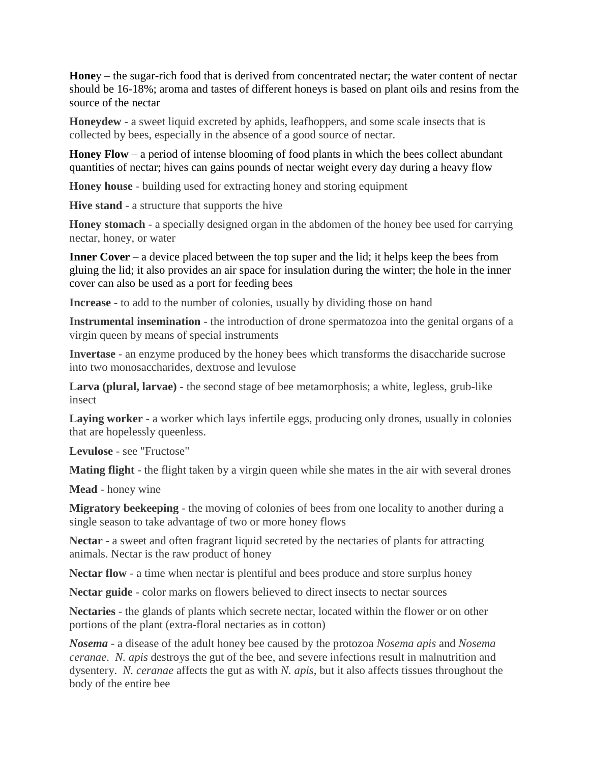**Honey** – the sugar-rich food that is derived from concentrated nectar; the water content of nectar should be 16-18%; aroma and tastes of different honeys is based on plant oils and resins from the source of the nectar

**Honeydew** - a sweet liquid excreted by aphids, leafhoppers, and some scale insects that is collected by bees, especially in the absence of a good source of nectar.

**Honey Flow** – a period of intense blooming of food plants in which the bees collect abundant quantities of nectar; hives can gains pounds of nectar weight every day during a heavy flow

**Honey house** - building used for extracting honey and storing equipment

**Hive stand** - a structure that supports the hive

**Honey stomach** - a specially designed organ in the abdomen of the honey bee used for carrying nectar, honey, or water

**Inner Cover** – a device placed between the top super and the lid; it helps keep the bees from gluing the lid; it also provides an air space for insulation during the winter; the hole in the inner cover can also be used as a port for feeding bees

**Increase** - to add to the number of colonies, usually by dividing those on hand

**Instrumental insemination** - the introduction of drone spermatozoa into the genital organs of a virgin queen by means of special instruments

**Invertase** - an enzyme produced by the honey bees which transforms the disaccharide sucrose into two monosaccharides, dextrose and levulose

**Larva (plural, larvae)** - the second stage of bee metamorphosis; a white, legless, grub-like insect

**Laying worker** - a worker which lays infertile eggs, producing only drones, usually in colonies that are hopelessly queenless.

**Levulose** - see "Fructose"

**Mating flight** - the flight taken by a virgin queen while she mates in the air with several drones

**Mead** - honey wine

**Migratory beekeeping** - the moving of colonies of bees from one locality to another during a single season to take advantage of two or more honey flows

**Nectar** - a sweet and often fragrant liquid secreted by the nectaries of plants for attracting animals. Nectar is the raw product of honey

**Nectar flow** - a time when nectar is plentiful and bees produce and store surplus honey

**Nectar guide** - color marks on flowers believed to direct insects to nectar sources

**Nectaries** - the glands of plants which secrete nectar, located within the flower or on other portions of the plant (extra-floral nectaries as in cotton)

***Nosema*** - a disease of the adult honey bee caused by the protozoa *Nosema apis* and *Nosema ceranae*. *N. apis* destroys the gut of the bee, and severe infections result in malnutrition and dysentery. *N. ceranae* affects the gut as with *N. apis*, but it also affects tissues throughout the body of the entire bee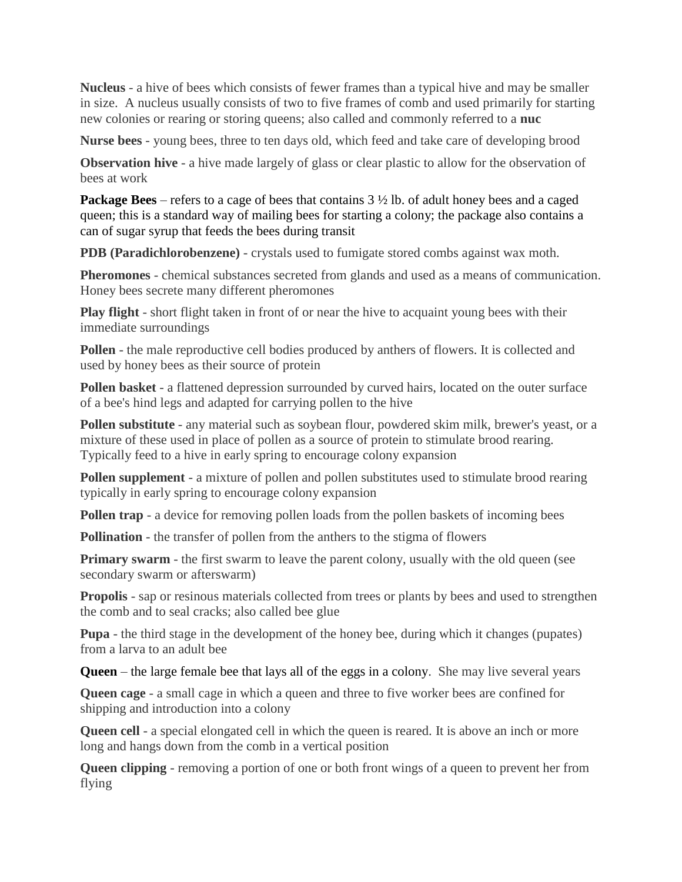**Nucleus** - a hive of bees which consists of fewer frames than a typical hive and may be smaller in size. A nucleus usually consists of two to five frames of comb and used primarily for starting new colonies or rearing or storing queens; also called and commonly referred to a **nuc**

**Nurse bees** - young bees, three to ten days old, which feed and take care of developing brood

**Observation hive** - a hive made largely of glass or clear plastic to allow for the observation of bees at work

**Package Bees** – refers to a cage of bees that contains 3 ½ lb. of adult honey bees and a caged queen; this is a standard way of mailing bees for starting a colony; the package also contains a can of sugar syrup that feeds the bees during transit

**PDB (Paradichlorobenzene)** - crystals used to fumigate stored combs against wax moth.

**Pheromones** - chemical substances secreted from glands and used as a means of communication. Honey bees secrete many different pheromones

**Play flight** - short flight taken in front of or near the hive to acquaint young bees with their immediate surroundings

**Pollen** - the male reproductive cell bodies produced by anthers of flowers. It is collected and used by honey bees as their source of protein

**Pollen basket** - a flattened depression surrounded by curved hairs, located on the outer surface of a bee's hind legs and adapted for carrying pollen to the hive

**Pollen substitute** - any material such as soybean flour, powdered skim milk, brewer's yeast, or a mixture of these used in place of pollen as a source of protein to stimulate brood rearing. Typically feed to a hive in early spring to encourage colony expansion

**Pollen supplement** - a mixture of pollen and pollen substitutes used to stimulate brood rearing typically in early spring to encourage colony expansion

**Pollen trap** - a device for removing pollen loads from the pollen baskets of incoming bees

**Pollination** - the transfer of pollen from the anthers to the stigma of flowers

**Primary swarm** - the first swarm to leave the parent colony, usually with the old queen (see secondary swarm or afterswarm)

**Propolis** - sap or resinous materials collected from trees or plants by bees and used to strengthen the comb and to seal cracks; also called bee glue

**Pupa** - the third stage in the development of the honey bee, during which it changes (pupates) from a larva to an adult bee

**Queen** – the large female bee that lays all of the eggs in a colony. She may live several years

**Queen cage** - a small cage in which a queen and three to five worker bees are confined for shipping and introduction into a colony

**Queen cell** - a special elongated cell in which the queen is reared. It is above an inch or more long and hangs down from the comb in a vertical position

**Queen clipping** - removing a portion of one or both front wings of a queen to prevent her from flying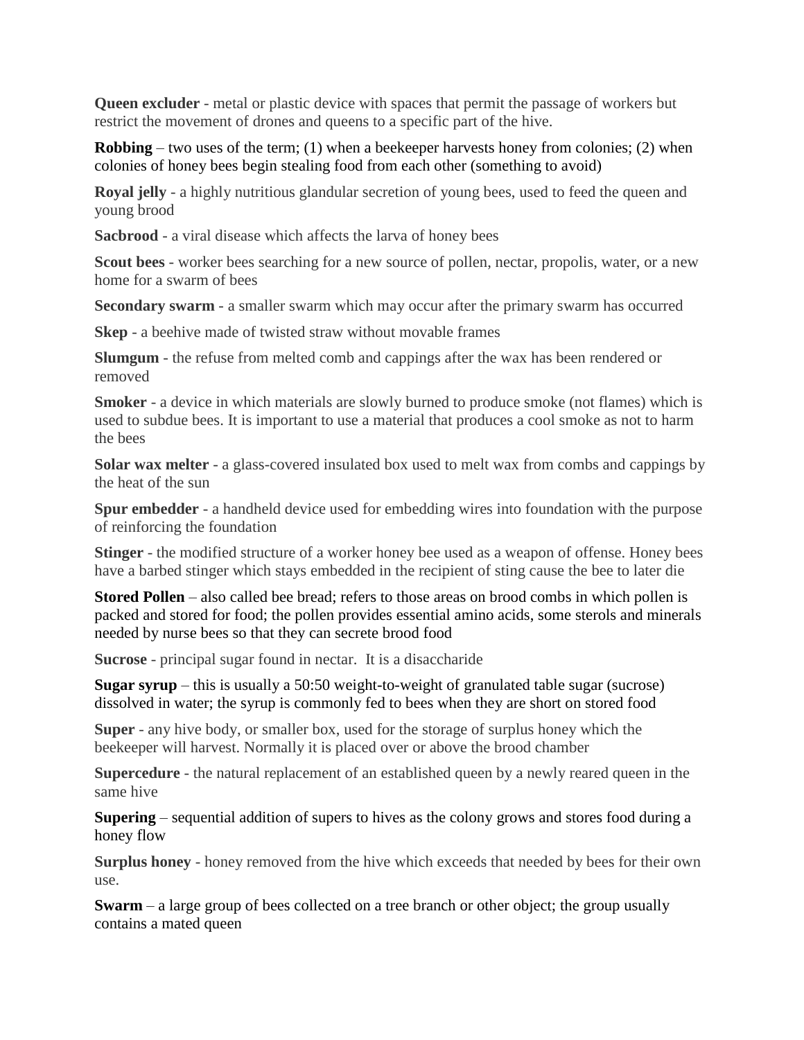**Queen excluder** - metal or plastic device with spaces that permit the passage of workers but restrict the movement of drones and queens to a specific part of the hive.

**Robbing** – two uses of the term; (1) when a beekeeper harvests honey from colonies; (2) when colonies of honey bees begin stealing food from each other (something to avoid)

**Royal jelly** - a highly nutritious glandular secretion of young bees, used to feed the queen and young brood

**Sacbrood** - a viral disease which affects the larva of honey bees

**Scout bees** - worker bees searching for a new source of pollen, nectar, propolis, water, or a new home for a swarm of bees

**Secondary swarm** - a smaller swarm which may occur after the primary swarm has occurred

**Skep** - a beehive made of twisted straw without movable frames

**Slumgum** - the refuse from melted comb and cappings after the wax has been rendered or removed

**Smoker** - a device in which materials are slowly burned to produce smoke (not flames) which is used to subdue bees. It is important to use a material that produces a cool smoke as not to harm the bees

**Solar wax melter** - a glass-covered insulated box used to melt wax from combs and cappings by the heat of the sun

**Spur embedder** - a handheld device used for embedding wires into foundation with the purpose of reinforcing the foundation

**Stinger** - the modified structure of a worker honey bee used as a weapon of offense. Honey bees have a barbed stinger which stays embedded in the recipient of sting cause the bee to later die

**Stored Pollen** – also called bee bread; refers to those areas on brood combs in which pollen is packed and stored for food; the pollen provides essential amino acids, some sterols and minerals needed by nurse bees so that they can secrete brood food

**Sucrose** - principal sugar found in nectar. It is a disaccharide

**Sugar syrup** – this is usually a 50:50 weight-to-weight of granulated table sugar (sucrose) dissolved in water; the syrup is commonly fed to bees when they are short on stored food

**Super** - any hive body, or smaller box, used for the storage of surplus honey which the beekeeper will harvest. Normally it is placed over or above the brood chamber

**Supercedure** - the natural replacement of an established queen by a newly reared queen in the same hive

**Supering** – sequential addition of supers to hives as the colony grows and stores food during a honey flow

**Surplus honey** - honey removed from the hive which exceeds that needed by bees for their own use.

**Swarm** – a large group of bees collected on a tree branch or other object; the group usually contains a mated queen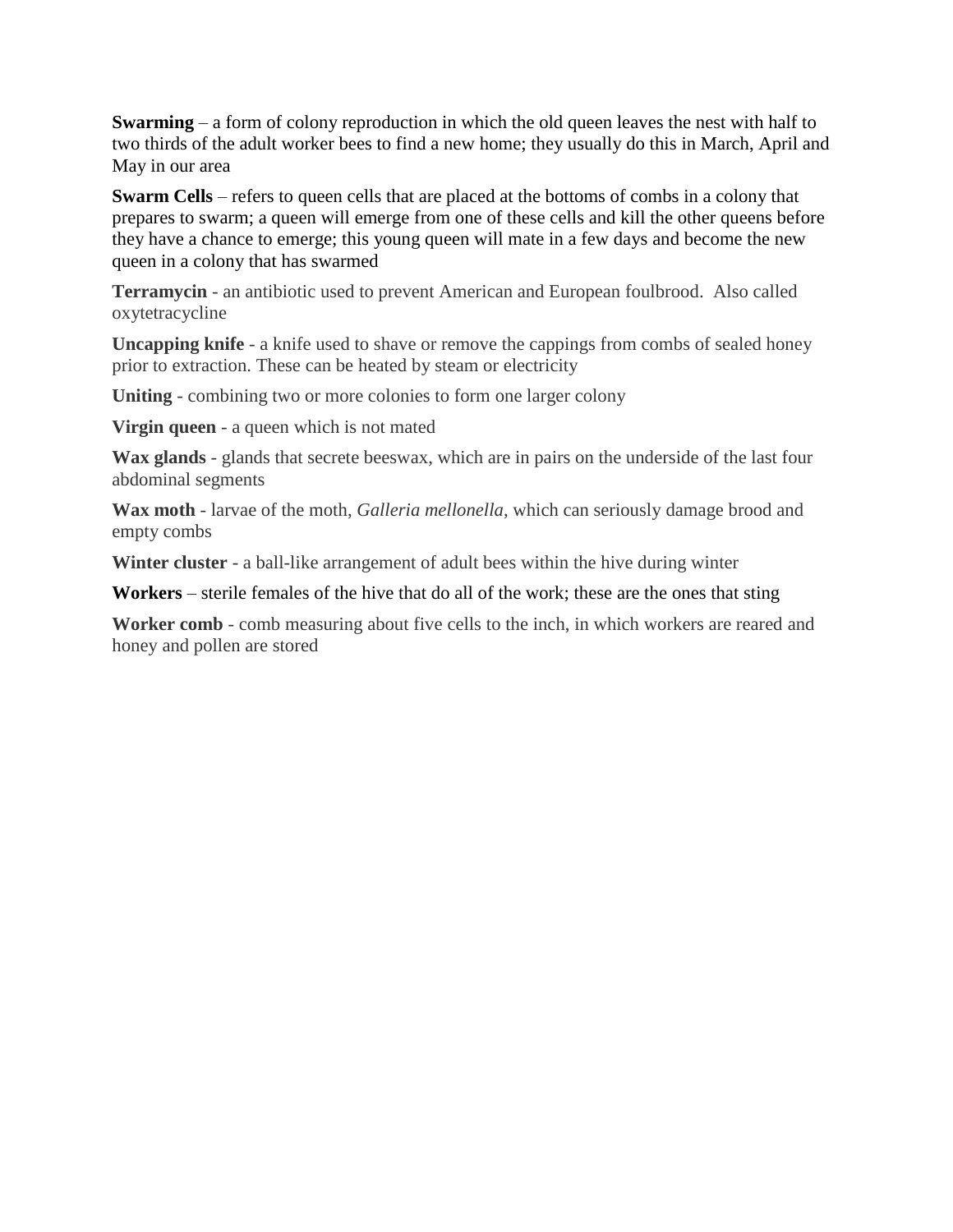**Swarming** – a form of colony reproduction in which the old queen leaves the nest with half to two thirds of the adult worker bees to find a new home; they usually do this in March, April and May in our area

**Swarm Cells** – refers to queen cells that are placed at the bottoms of combs in a colony that prepares to swarm; a queen will emerge from one of these cells and kill the other queens before they have a chance to emerge; this young queen will mate in a few days and become the new queen in a colony that has swarmed

**Terramycin** - an antibiotic used to prevent American and European foulbrood. Also called oxytetracycline

**Uncapping knife** - a knife used to shave or remove the cappings from combs of sealed honey prior to extraction. These can be heated by steam or electricity

**Uniting** - combining two or more colonies to form one larger colony

**Virgin queen** - a queen which is not mated

**Wax glands** - glands that secrete beeswax, which are in pairs on the underside of the last four abdominal segments

**Wax moth** - larvae of the moth, *Galleria mellonella*, which can seriously damage brood and empty combs

**Winter cluster** - a ball-like arrangement of adult bees within the hive during winter

**Workers** – sterile females of the hive that do all of the work; these are the ones that sting

**Worker comb** - comb measuring about five cells to the inch, in which workers are reared and honey and pollen are stored